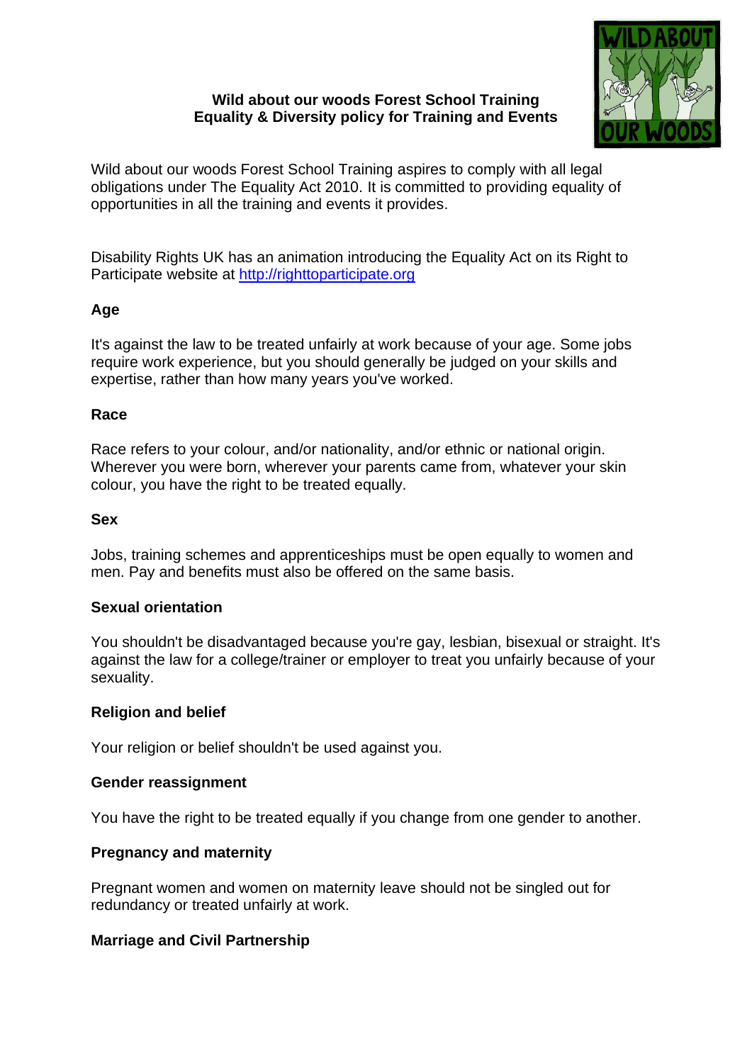# Wild about our woods Forest School Training
## Equality & Diversity policy for Training and Events

Wild about our woods Forest School Training aspires to comply with all legal obligations under The Equality Act 2010. It is committed to providing equality of opportunities in all the training and events it provides.

Disability Rights UK has an animation introducing the Equality Act on its Right to Participate website at [http://righttoparticipate.org](http://righttoparticipate.org)

### Age

It's against the law to be treated unfairly at work because of your age. Some jobs require work experience, but you should generally be judged on your skills and expertise, rather than how many years you've worked.

### Race

Race refers to your colour, and/or nationality, and/or ethnic or national origin. Wherever you were born, wherever your parents came from, whatever your skin colour, you have the right to be treated equally.

### Sex

Jobs, training schemes and apprenticeships must be open equally to women and men. Pay and benefits must also be offered on the same basis.

### Sexual orientation

You shouldn't be disadvantaged because you're gay, lesbian, bisexual or straight. It's against the law for a college/trainer or employer to treat you unfairly because of your sexuality.

### Religion and belief

Your religion or belief shouldn't be used against you.

### Gender reassignment

You have the right to be treated equally if you change from one gender to another.

### Pregnancy and maternity

Pregnant women and women on maternity leave should not be singled out for redundancy or treated unfairly at work.

### Marriage and Civil Partnership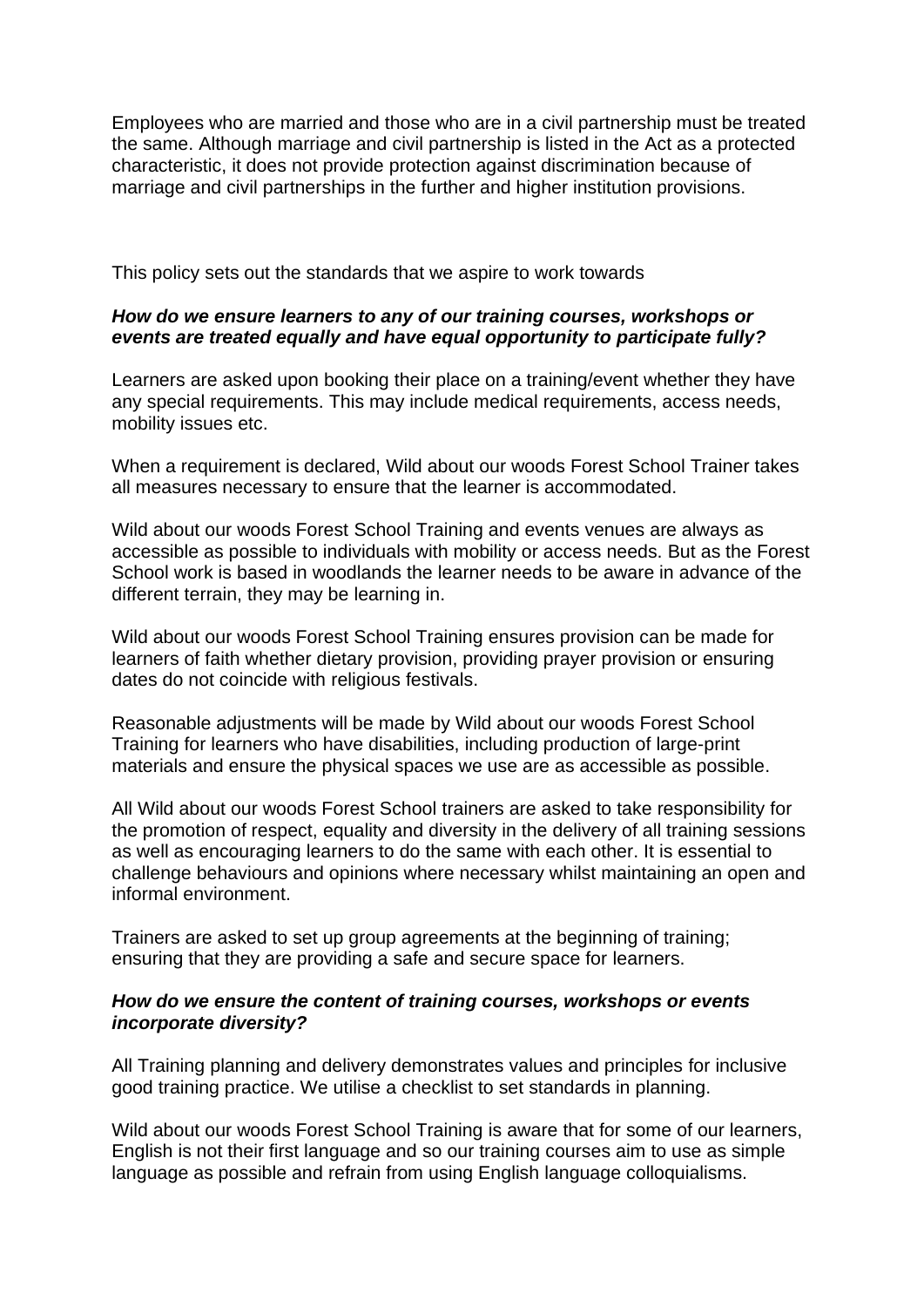Employees who are married and those who are in a civil partnership must be treated the same. Although marriage and civil partnership is listed in the Act as a protected characteristic, it does not provide protection against discrimination because of marriage and civil partnerships in the further and higher institution provisions.

This policy sets out the standards that we aspire to work towards

***How do we ensure learners to any of our training courses, workshops or events are treated equally and have equal opportunity to participate fully?***

Learners are asked upon booking their place on a training/event whether they have any special requirements. This may include medical requirements, access needs, mobility issues etc.

When a requirement is declared, Wild about our woods Forest School Trainer takes all measures necessary to ensure that the learner is accommodated.

Wild about our woods Forest School Training and events venues are always as accessible as possible to individuals with mobility or access needs. But as the Forest School work is based in woodlands the learner needs to be aware in advance of the different terrain, they may be learning in.

Wild about our woods Forest School Training ensures provision can be made for learners of faith whether dietary provision, providing prayer provision or ensuring dates do not coincide with religious festivals.

Reasonable adjustments will be made by Wild about our woods Forest School Training for learners who have disabilities, including production of large-print materials and ensure the physical spaces we use are as accessible as possible.

All Wild about our woods Forest School trainers are asked to take responsibility for the promotion of respect, equality and diversity in the delivery of all training sessions as well as encouraging learners to do the same with each other. It is essential to challenge behaviours and opinions where necessary whilst maintaining an open and informal environment.

Trainers are asked to set up group agreements at the beginning of training; ensuring that they are providing a safe and secure space for learners.

***How do we ensure the content of training courses, workshops or events incorporate diversity?***

All Training planning and delivery demonstrates values and principles for inclusive good training practice. We utilise a checklist to set standards in planning.

Wild about our woods Forest School Training is aware that for some of our learners, English is not their first language and so our training courses aim to use as simple language as possible and refrain from using English language colloquialisms.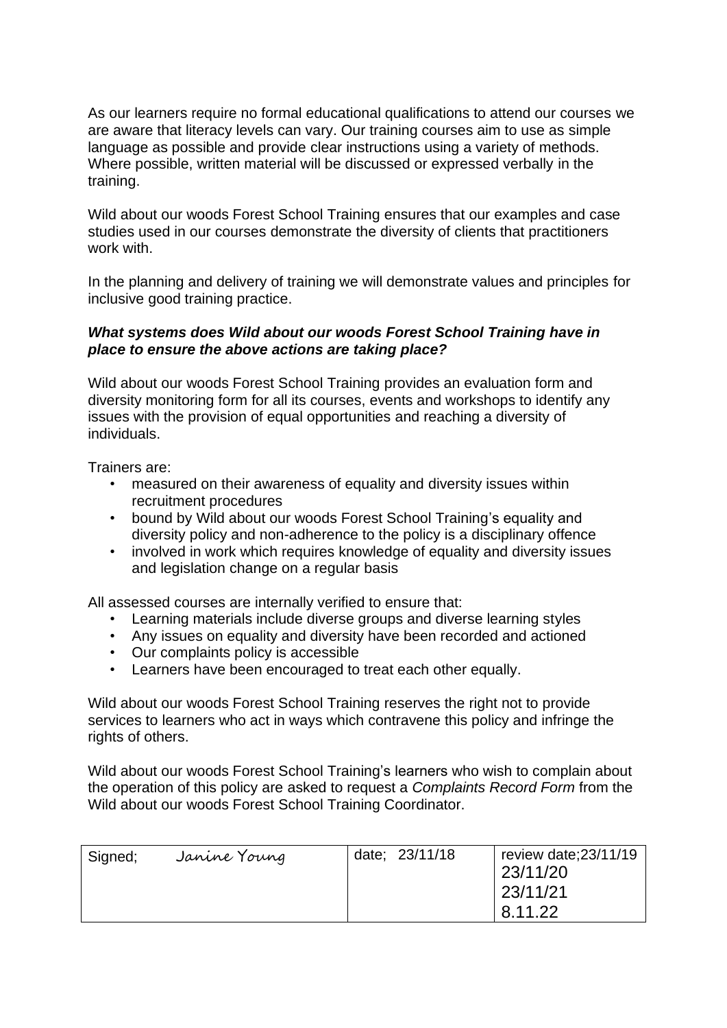As our learners require no formal educational qualifications to attend our courses we are aware that literacy levels can vary. Our training courses aim to use as simple language as possible and provide clear instructions using a variety of methods. Where possible, written material will be discussed or expressed verbally in the training.

Wild about our woods Forest School Training ensures that our examples and case studies used in our courses demonstrate the diversity of clients that practitioners work with.

In the planning and delivery of training we will demonstrate values and principles for inclusive good training practice.

***What systems does Wild about our woods Forest School Training have in place to ensure the above actions are taking place?***

Wild about our woods Forest School Training provides an evaluation form and diversity monitoring form for all its courses, events and workshops to identify any issues with the provision of equal opportunities and reaching a diversity of individuals.

Trainers are:

- measured on their awareness of equality and diversity issues within recruitment procedures
- bound by Wild about our woods Forest School Training's equality and diversity policy and non-adherence to the policy is a disciplinary offence
- involved in work which requires knowledge of equality and diversity issues and legislation change on a regular basis

All assessed courses are internally verified to ensure that:

- Learning materials include diverse groups and diverse learning styles
- Any issues on equality and diversity have been recorded and actioned
- Our complaints policy is accessible
- Learners have been encouraged to treat each other equally.

Wild about our woods Forest School Training reserves the right not to provide services to learners who act in ways which contravene this policy and infringe the rights of others.

Wild about our woods Forest School Training's learners who wish to complain about the operation of this policy are asked to request a *Complaints Record Form* from the Wild about our woods Forest School Training Coordinator.

| | | |
|---|---|---|
| Signed; Janine Young | date; 23/11/18 | review date;23/11/19<br>23/11/20<br>23/11/21<br>8.11.22 |